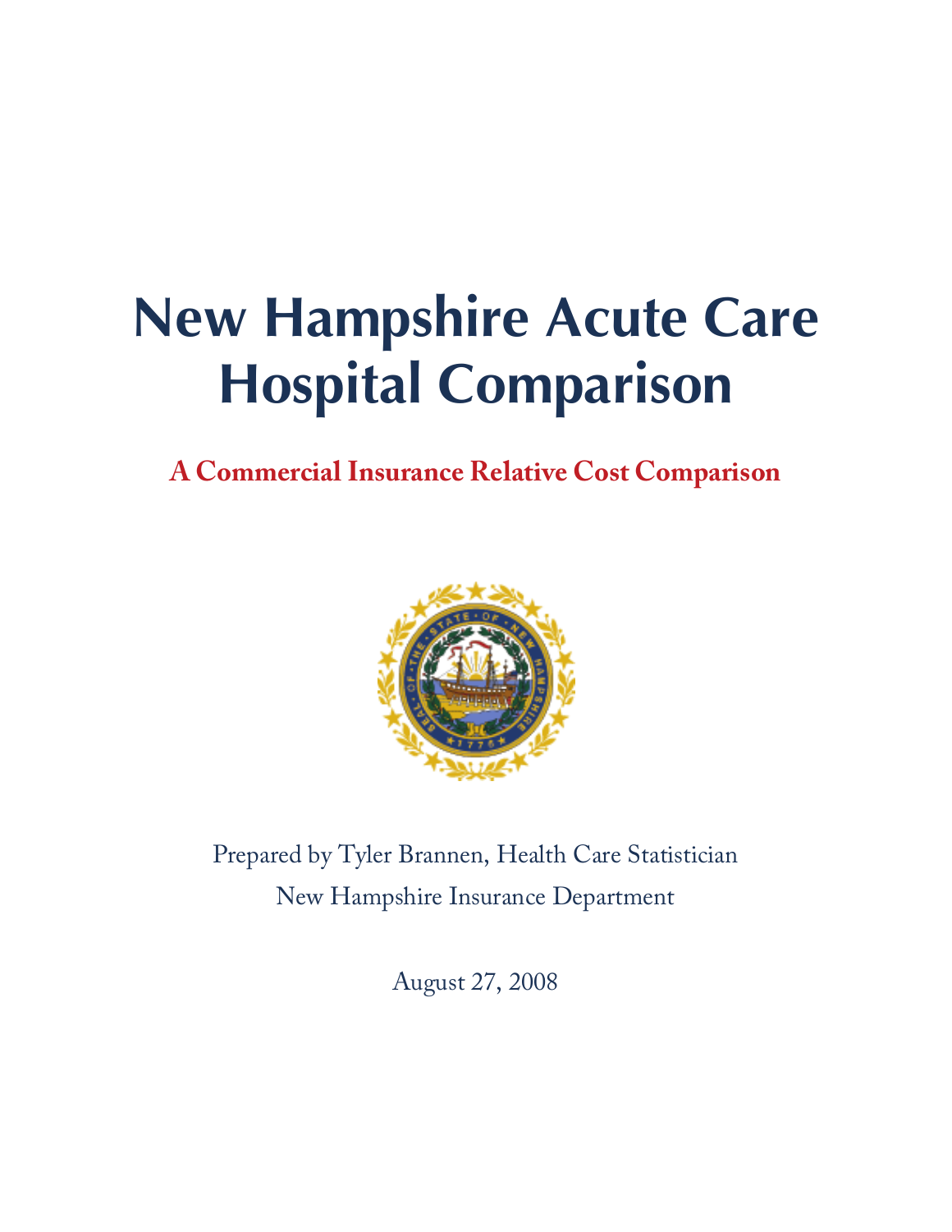# New Hampshire Acute Care Hospital Comparison

## A Commercial Insurance Relative Cost Comparison

Prepared by Tyler Brannen, Health Care Statistician

New Hampshire Insurance Department

August 27, 2008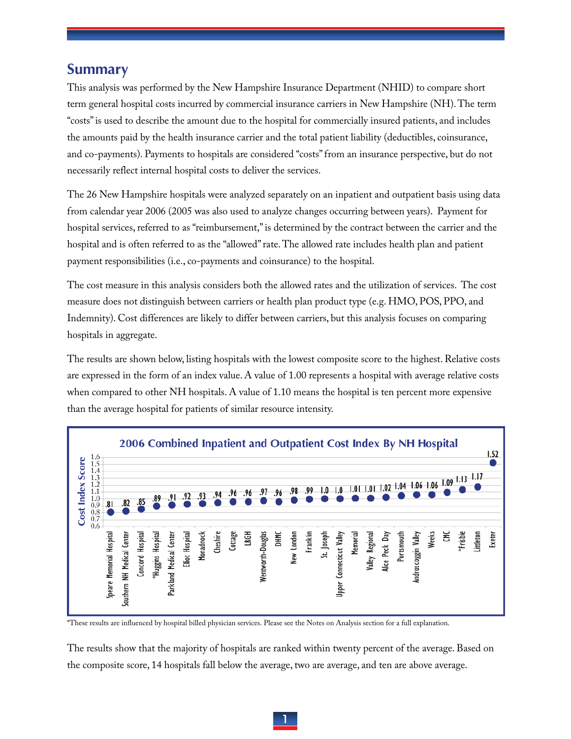## Summary

This analysis was performed by the New Hampshire Insurance Department (NHID) to compare short term general hospital costs incurred by commercial insurance carriers in New Hampshire (NH). The term "costs" is used to describe the amount due to the hospital for commercially insured patients, and includes the amounts paid by the health insurance carrier and the total patient liability (deductibles, coinsurance, and co-payments). Payments to hospitals are considered "costs" from an insurance perspective, but do not necessarily reflect internal hospital costs to deliver the services.

The 26 New Hampshire hospitals were analyzed separately on an inpatient and outpatient basis using data from calendar year 2006 (2005 was also used to analyze changes occurring between years). Payment for hospital services, referred to as "reimbursement," is determined by the contract between the carrier and the hospital and is often referred to as the "allowed" rate. The allowed rate includes health plan and patient payment responsibilities (i.e., co-payments and coinsurance) to the hospital.

The cost measure in this analysis considers both the allowed rates and the utilization of services. The cost measure does not distinguish between carriers or health plan product type (e.g. HMO, POS, PPO, and Indemnity). Cost differences are likely to differ between carriers, but this analysis focuses on comparing hospitals in aggregate.

The results are shown below, listing hospitals with the lowest composite score to the highest. Relative costs are expressed in the form of an index value. A value of 1.00 represents a hospital with average relative costs when compared to other NH hospitals. A value of 1.10 means the hospital is ten percent more expensive than the average hospital for patients of similar resource intensity.

**2006 Combined Inpatient and Outpatient Cost Index By NH Hospital**

| Hospital | Cost Index Score |
|---|---|
| Speare Memorial Hospital | .81 |
| Southern NH Medical Center | .82 |
| Concord Hospital | .85 |
| *Huggins Hospital | .89 |
| Parkland Medical Center | .91 |
| Elliot Hospital | .92 |
| Monadnock | .93 |
| Cheshire | .94 |
| Cottage | .96 |
| LRGH | .96 |
| Wentworth-Douglas | .97 |
| DHMC | .96 |
| New London | .98 |
| Franklin | .99 |
| St. Joseph | 1.0 |
| Upper Connecticut Valley | 1.0 |
| Memorial | 1.01 |
| Valley Regional | 1.01 |
| Alice Peck Day | 1.02 |
| Portsmouth | 1.04 |
| Androscoggin Valley | 1.06 |
| Weeks | 1.06 |
| CMC | 1.09 |
| *Frisbie | 1.13 |
| Littleton | 1.17 |
| Exeter | 1.52 |

*These results are influenced by hospital billed physician services. Please see the Notes on Analysis section for a full explanation.

The results show that the majority of hospitals are ranked within twenty percent of the average. Based on the composite score, 14 hospitals fall below the average, two are average, and ten are above average.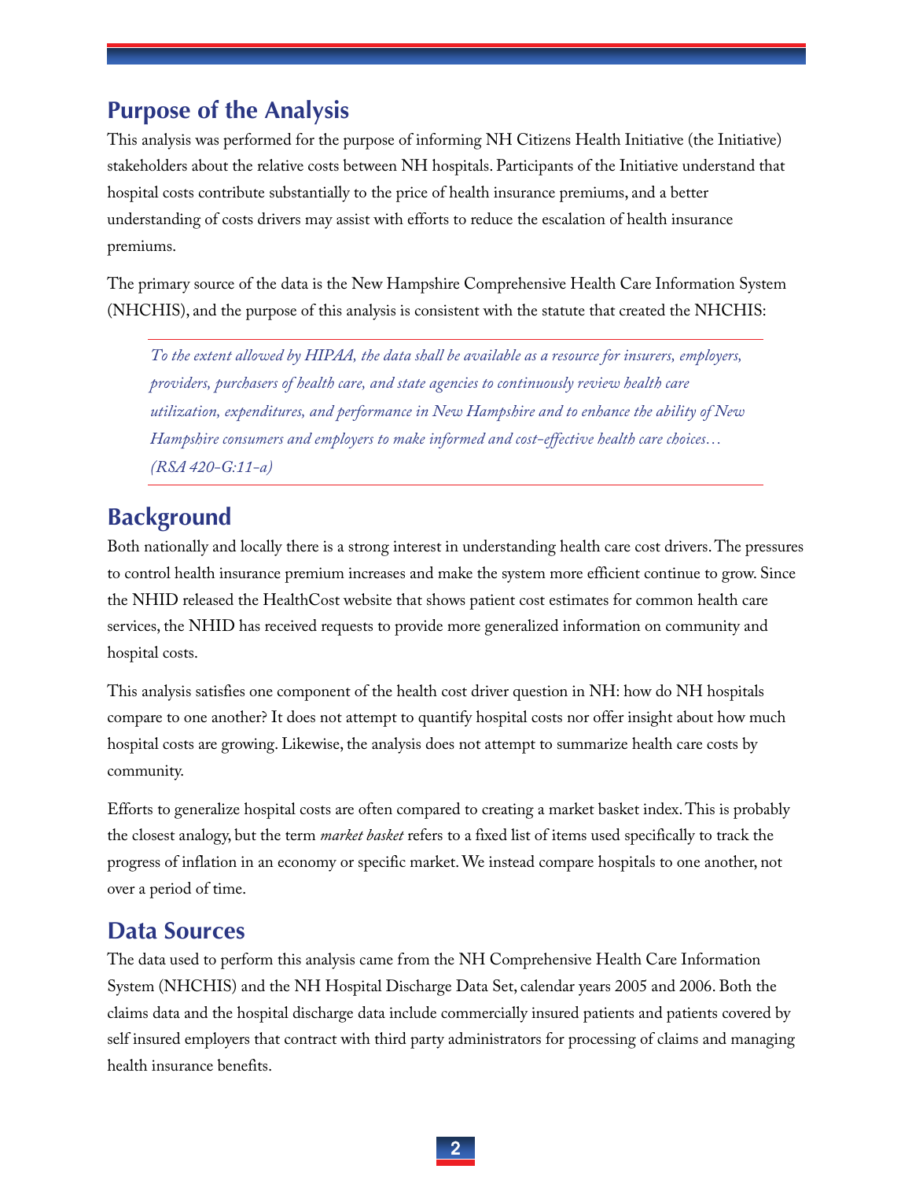## Purpose of the Analysis

This analysis was performed for the purpose of informing NH Citizens Health Initiative (the Initiative) stakeholders about the relative costs between NH hospitals. Participants of the Initiative understand that hospital costs contribute substantially to the price of health insurance premiums, and a better understanding of costs drivers may assist with efforts to reduce the escalation of health insurance premiums.

The primary source of the data is the New Hampshire Comprehensive Health Care Information System (NHCHIS), and the purpose of this analysis is consistent with the statute that created the NHCHIS:

> *To the extent allowed by HIPAA, the data shall be available as a resource for insurers, employers, providers, purchasers of health care, and state agencies to continuously review health care utilization, expenditures, and performance in New Hampshire and to enhance the ability of New Hampshire consumers and employers to make informed and cost-effective health care choices… (RSA 420-G:11-a)*

## Background

Both nationally and locally there is a strong interest in understanding health care cost drivers. The pressures to control health insurance premium increases and make the system more efficient continue to grow. Since the NHID released the HealthCost website that shows patient cost estimates for common health care services, the NHID has received requests to provide more generalized information on community and hospital costs.

This analysis satisfies one component of the health cost driver question in NH: how do NH hospitals compare to one another? It does not attempt to quantify hospital costs nor offer insight about how much hospital costs are growing. Likewise, the analysis does not attempt to summarize health care costs by community.

Efforts to generalize hospital costs are often compared to creating a market basket index. This is probably the closest analogy, but the term *market basket* refers to a fixed list of items used specifically to track the progress of inflation in an economy or specific market. We instead compare hospitals to one another, not over a period of time.

## Data Sources

The data used to perform this analysis came from the NH Comprehensive Health Care Information System (NHCHIS) and the NH Hospital Discharge Data Set, calendar years 2005 and 2006. Both the claims data and the hospital discharge data include commercially insured patients and patients covered by self insured employers that contract with third party administrators for processing of claims and managing health insurance benefits.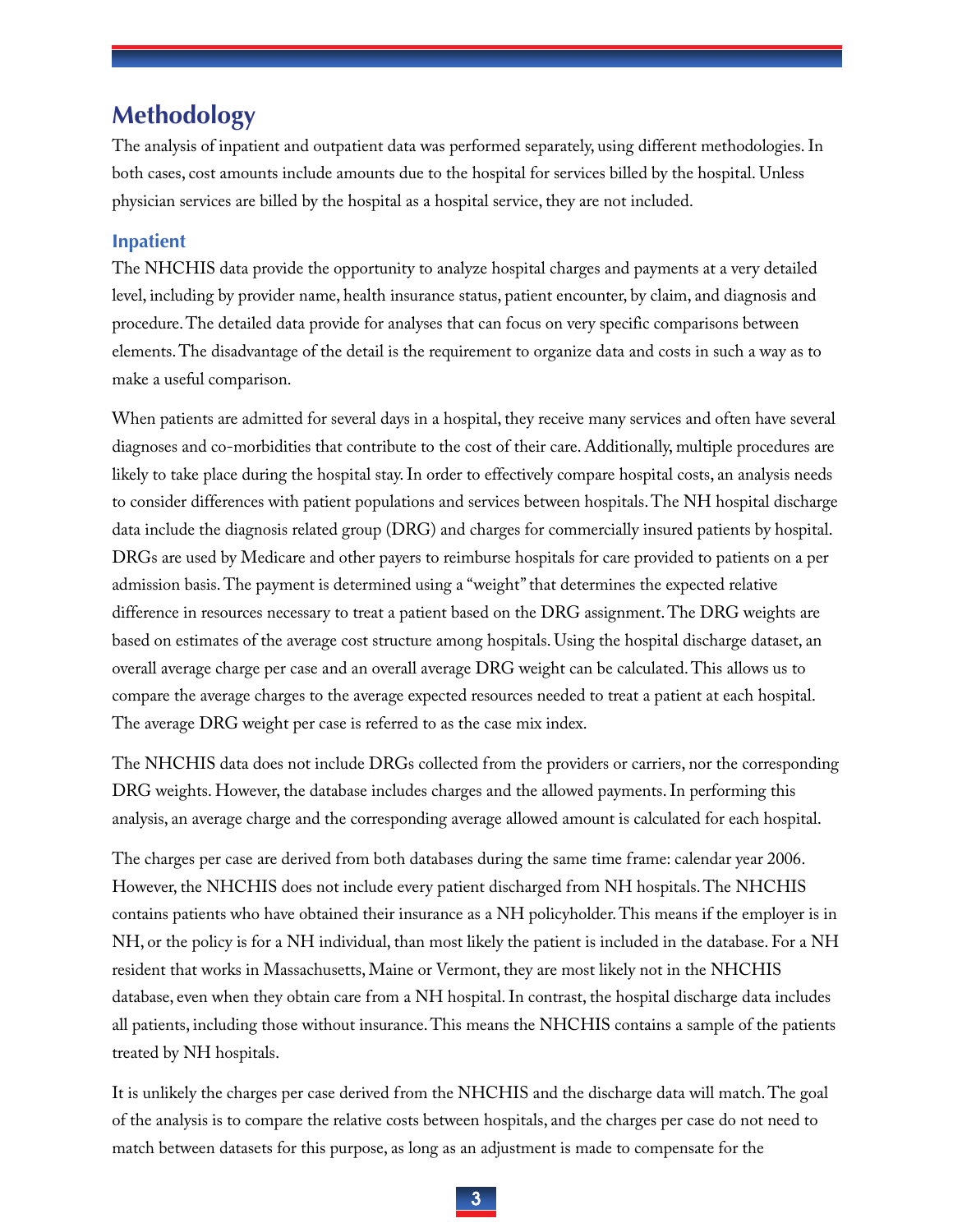## Methodology

The analysis of inpatient and outpatient data was performed separately, using different methodologies. In both cases, cost amounts include amounts due to the hospital for services billed by the hospital. Unless physician services are billed by the hospital as a hospital service, they are not included.

### Inpatient

The NHCHIS data provide the opportunity to analyze hospital charges and payments at a very detailed level, including by provider name, health insurance status, patient encounter, by claim, and diagnosis and procedure. The detailed data provide for analyses that can focus on very specific comparisons between elements. The disadvantage of the detail is the requirement to organize data and costs in such a way as to make a useful comparison.

When patients are admitted for several days in a hospital, they receive many services and often have several diagnoses and co-morbidities that contribute to the cost of their care. Additionally, multiple procedures are likely to take place during the hospital stay. In order to effectively compare hospital costs, an analysis needs to consider differences with patient populations and services between hospitals. The NH hospital discharge data include the diagnosis related group (DRG) and charges for commercially insured patients by hospital. DRGs are used by Medicare and other payers to reimburse hospitals for care provided to patients on a per admission basis. The payment is determined using a "weight" that determines the expected relative difference in resources necessary to treat a patient based on the DRG assignment. The DRG weights are based on estimates of the average cost structure among hospitals. Using the hospital discharge dataset, an overall average charge per case and an overall average DRG weight can be calculated. This allows us to compare the average charges to the average expected resources needed to treat a patient at each hospital. The average DRG weight per case is referred to as the case mix index.

The NHCHIS data does not include DRGs collected from the providers or carriers, nor the corresponding DRG weights. However, the database includes charges and the allowed payments. In performing this analysis, an average charge and the corresponding average allowed amount is calculated for each hospital.

The charges per case are derived from both databases during the same time frame: calendar year 2006. However, the NHCHIS does not include every patient discharged from NH hospitals. The NHCHIS contains patients who have obtained their insurance as a NH policyholder. This means if the employer is in NH, or the policy is for a NH individual, than most likely the patient is included in the database. For a NH resident that works in Massachusetts, Maine or Vermont, they are most likely not in the NHCHIS database, even when they obtain care from a NH hospital. In contrast, the hospital discharge data includes all patients, including those without insurance. This means the NHCHIS contains a sample of the patients treated by NH hospitals.

It is unlikely the charges per case derived from the NHCHIS and the discharge data will match. The goal of the analysis is to compare the relative costs between hospitals, and the charges per case do not need to match between datasets for this purpose, as long as an adjustment is made to compensate for the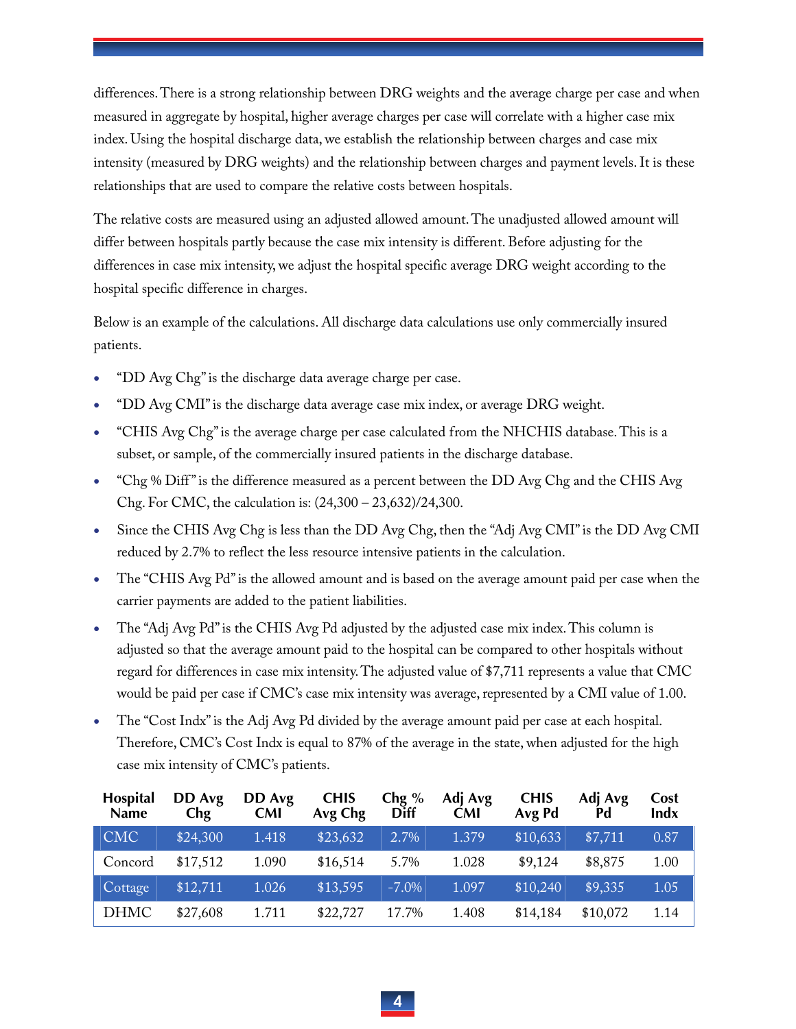differences. There is a strong relationship between DRG weights and the average charge per case and when measured in aggregate by hospital, higher average charges per case will correlate with a higher case mix index. Using the hospital discharge data, we establish the relationship between charges and case mix intensity (measured by DRG weights) and the relationship between charges and payment levels. It is these relationships that are used to compare the relative costs between hospitals.

The relative costs are measured using an adjusted allowed amount. The unadjusted allowed amount will differ between hospitals partly because the case mix intensity is different. Before adjusting for the differences in case mix intensity, we adjust the hospital specific average DRG weight according to the hospital specific difference in charges.

Below is an example of the calculations. All discharge data calculations use only commercially insured patients.

- "DD Avg Chg" is the discharge data average charge per case.
- "DD Avg CMI" is the discharge data average case mix index, or average DRG weight.
- "CHIS Avg Chg" is the average charge per case calculated from the NHCHIS database. This is a subset, or sample, of the commercially insured patients in the discharge database.
- "Chg % Diff" is the difference measured as a percent between the DD Avg Chg and the CHIS Avg Chg. For CMC, the calculation is: (24,300 – 23,632)/24,300.
- Since the CHIS Avg Chg is less than the DD Avg Chg, then the "Adj Avg CMI" is the DD Avg CMI reduced by 2.7% to reflect the less resource intensive patients in the calculation.
- The "CHIS Avg Pd" is the allowed amount and is based on the average amount paid per case when the carrier payments are added to the patient liabilities.
- The "Adj Avg Pd" is the CHIS Avg Pd adjusted by the adjusted case mix index. This column is adjusted so that the average amount paid to the hospital can be compared to other hospitals without regard for differences in case mix intensity. The adjusted value of $7,711 represents a value that CMC would be paid per case if CMC's case mix intensity was average, represented by a CMI value of 1.00.
- The "Cost Indx" is the Adj Avg Pd divided by the average amount paid per case at each hospital. Therefore, CMC's Cost Indx is equal to 87% of the average in the state, when adjusted for the high case mix intensity of CMC's patients.

| Hospital Name | DD Avg Chg | DD Avg CMI | CHIS Avg Chg | Chg % Diff | Adj Avg CMI | CHIS Avg Pd | Adj Avg Pd | Cost Indx |
|---|---|---|---|---|---|---|---|---|
| CMC | $24,300 | 1.418 | $23,632 | 2.7% | 1.379 | $10,633 | $7,711 | 0.87 |
| Concord | $17,512 | 1.090 | $16,514 | 5.7% | 1.028 | $9,124 | $8,875 | 1.00 |
| Cottage | $12,711 | 1.026 | $13,595 | -7.0% | 1.097 | $10,240 | $9,335 | 1.05 |
| DHMC | $27,608 | 1.711 | $22,727 | 17.7% | 1.408 | $14,184 | $10,072 | 1.14 |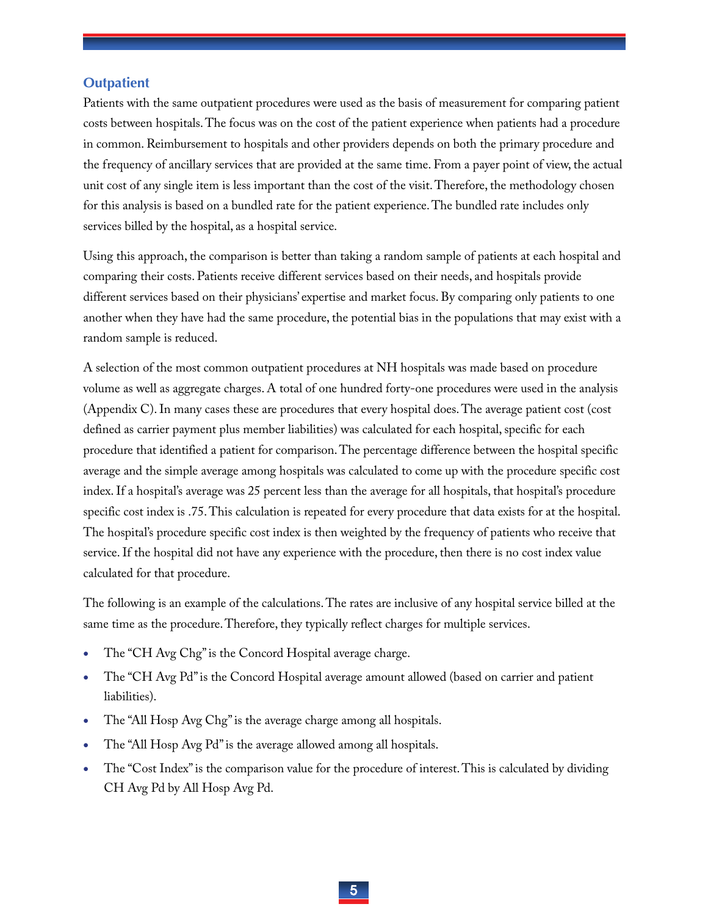## Outpatient

Patients with the same outpatient procedures were used as the basis of measurement for comparing patient costs between hospitals. The focus was on the cost of the patient experience when patients had a procedure in common. Reimbursement to hospitals and other providers depends on both the primary procedure and the frequency of ancillary services that are provided at the same time. From a payer point of view, the actual unit cost of any single item is less important than the cost of the visit. Therefore, the methodology chosen for this analysis is based on a bundled rate for the patient experience. The bundled rate includes only services billed by the hospital, as a hospital service.

Using this approach, the comparison is better than taking a random sample of patients at each hospital and comparing their costs. Patients receive different services based on their needs, and hospitals provide different services based on their physicians' expertise and market focus. By comparing only patients to one another when they have had the same procedure, the potential bias in the populations that may exist with a random sample is reduced.

A selection of the most common outpatient procedures at NH hospitals was made based on procedure volume as well as aggregate charges. A total of one hundred forty-one procedures were used in the analysis (Appendix C). In many cases these are procedures that every hospital does. The average patient cost (cost defined as carrier payment plus member liabilities) was calculated for each hospital, specific for each procedure that identified a patient for comparison. The percentage difference between the hospital specific average and the simple average among hospitals was calculated to come up with the procedure specific cost index. If a hospital's average was 25 percent less than the average for all hospitals, that hospital's procedure specific cost index is .75. This calculation is repeated for every procedure that data exists for at the hospital. The hospital's procedure specific cost index is then weighted by the frequency of patients who receive that service. If the hospital did not have any experience with the procedure, then there is no cost index value calculated for that procedure.

The following is an example of the calculations. The rates are inclusive of any hospital service billed at the same time as the procedure. Therefore, they typically reflect charges for multiple services.

- The "CH Avg Chg" is the Concord Hospital average charge.
- The "CH Avg Pd" is the Concord Hospital average amount allowed (based on carrier and patient liabilities).
- The "All Hosp Avg Chg" is the average charge among all hospitals.
- The "All Hosp Avg Pd" is the average allowed among all hospitals.
- The "Cost Index" is the comparison value for the procedure of interest. This is calculated by dividing CH Avg Pd by All Hosp Avg Pd.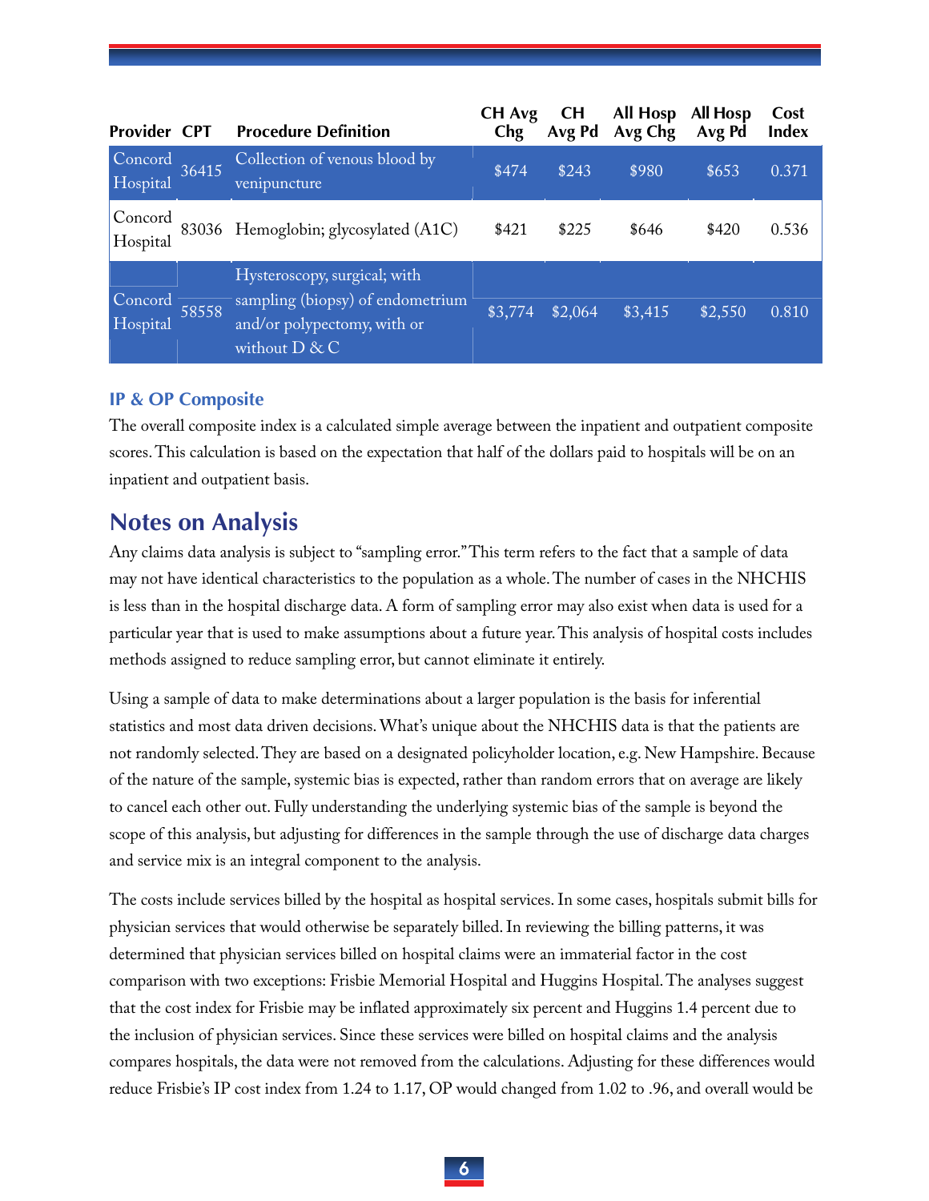| Provider | CPT | Procedure Definition | CH Avg Chg | CH Avg Pd | All Hosp Avg Chg | All Hosp Avg Pd | Cost Index |
|---|---|---|---|---|---|---|---|
| Concord Hospital | 36415 | Collection of venous blood by venipuncture | $474 | $243 | $980 | $653 | 0.371 |
| Concord Hospital | 83036 | Hemoglobin; glycosylated (A1C) | $421 | $225 | $646 | $420 | 0.536 |
| Concord Hospital | 58558 | Hysteroscopy, surgical; with sampling (biopsy) of endometrium and/or polypectomy, with or without D & C | $3,774 | $2,064 | $3,415 | $2,550 | 0.810 |

### IP & OP Composite

The overall composite index is a calculated simple average between the inpatient and outpatient composite scores. This calculation is based on the expectation that half of the dollars paid to hospitals will be on an inpatient and outpatient basis.

## Notes on Analysis

Any claims data analysis is subject to "sampling error." This term refers to the fact that a sample of data may not have identical characteristics to the population as a whole. The number of cases in the NHCHIS is less than in the hospital discharge data. A form of sampling error may also exist when data is used for a particular year that is used to make assumptions about a future year. This analysis of hospital costs includes methods assigned to reduce sampling error, but cannot eliminate it entirely.

Using a sample of data to make determinations about a larger population is the basis for inferential statistics and most data driven decisions. What's unique about the NHCHIS data is that the patients are not randomly selected. They are based on a designated policyholder location, e.g. New Hampshire. Because of the nature of the sample, systemic bias is expected, rather than random errors that on average are likely to cancel each other out. Fully understanding the underlying systemic bias of the sample is beyond the scope of this analysis, but adjusting for differences in the sample through the use of discharge data charges and service mix is an integral component to the analysis.

The costs include services billed by the hospital as hospital services. In some cases, hospitals submit bills for physician services that would otherwise be separately billed. In reviewing the billing patterns, it was determined that physician services billed on hospital claims were an immaterial factor in the cost comparison with two exceptions: Frisbie Memorial Hospital and Huggins Hospital. The analyses suggest that the cost index for Frisbie may be inflated approximately six percent and Huggins 1.4 percent due to the inclusion of physician services. Since these services were billed on hospital claims and the analysis compares hospitals, the data were not removed from the calculations. Adjusting for these differences would reduce Frisbie's IP cost index from 1.24 to 1.17, OP would changed from 1.02 to .96, and overall would be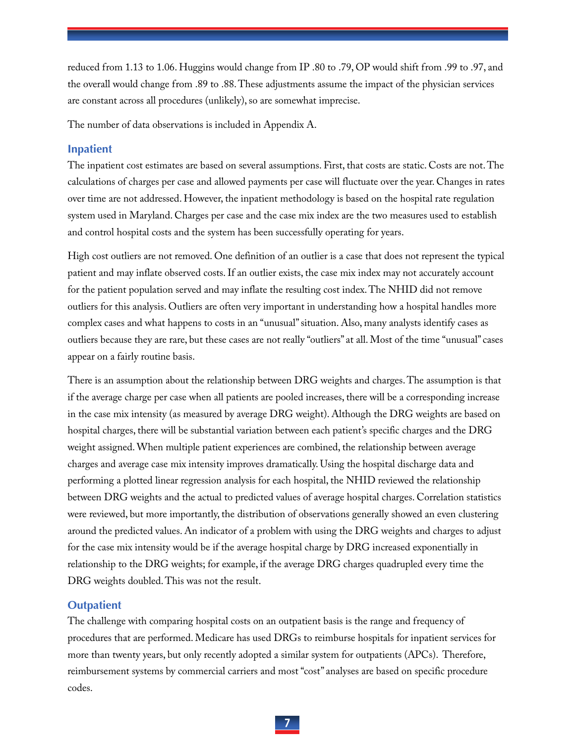reduced from 1.13 to 1.06. Huggins would change from IP .80 to .79, OP would shift from .99 to .97, and the overall would change from .89 to .88. These adjustments assume the impact of the physician services are constant across all procedures (unlikely), so are somewhat imprecise.

The number of data observations is included in Appendix A.

### Inpatient

The inpatient cost estimates are based on several assumptions. First, that costs are static. Costs are not. The calculations of charges per case and allowed payments per case will fluctuate over the year. Changes in rates over time are not addressed. However, the inpatient methodology is based on the hospital rate regulation system used in Maryland. Charges per case and the case mix index are the two measures used to establish and control hospital costs and the system has been successfully operating for years.

High cost outliers are not removed. One definition of an outlier is a case that does not represent the typical patient and may inflate observed costs. If an outlier exists, the case mix index may not accurately account for the patient population served and may inflate the resulting cost index. The NHID did not remove outliers for this analysis. Outliers are often very important in understanding how a hospital handles more complex cases and what happens to costs in an "unusual" situation. Also, many analysts identify cases as outliers because they are rare, but these cases are not really "outliers" at all. Most of the time "unusual" cases appear on a fairly routine basis.

There is an assumption about the relationship between DRG weights and charges. The assumption is that if the average charge per case when all patients are pooled increases, there will be a corresponding increase in the case mix intensity (as measured by average DRG weight). Although the DRG weights are based on hospital charges, there will be substantial variation between each patient's specific charges and the DRG weight assigned. When multiple patient experiences are combined, the relationship between average charges and average case mix intensity improves dramatically. Using the hospital discharge data and performing a plotted linear regression analysis for each hospital, the NHID reviewed the relationship between DRG weights and the actual to predicted values of average hospital charges. Correlation statistics were reviewed, but more importantly, the distribution of observations generally showed an even clustering around the predicted values. An indicator of a problem with using the DRG weights and charges to adjust for the case mix intensity would be if the average hospital charge by DRG increased exponentially in relationship to the DRG weights; for example, if the average DRG charges quadrupled every time the DRG weights doubled. This was not the result.

### Outpatient

The challenge with comparing hospital costs on an outpatient basis is the range and frequency of procedures that are performed. Medicare has used DRGs to reimburse hospitals for inpatient services for more than twenty years, but only recently adopted a similar system for outpatients (APCs). Therefore, reimbursement systems by commercial carriers and most "cost" analyses are based on specific procedure codes.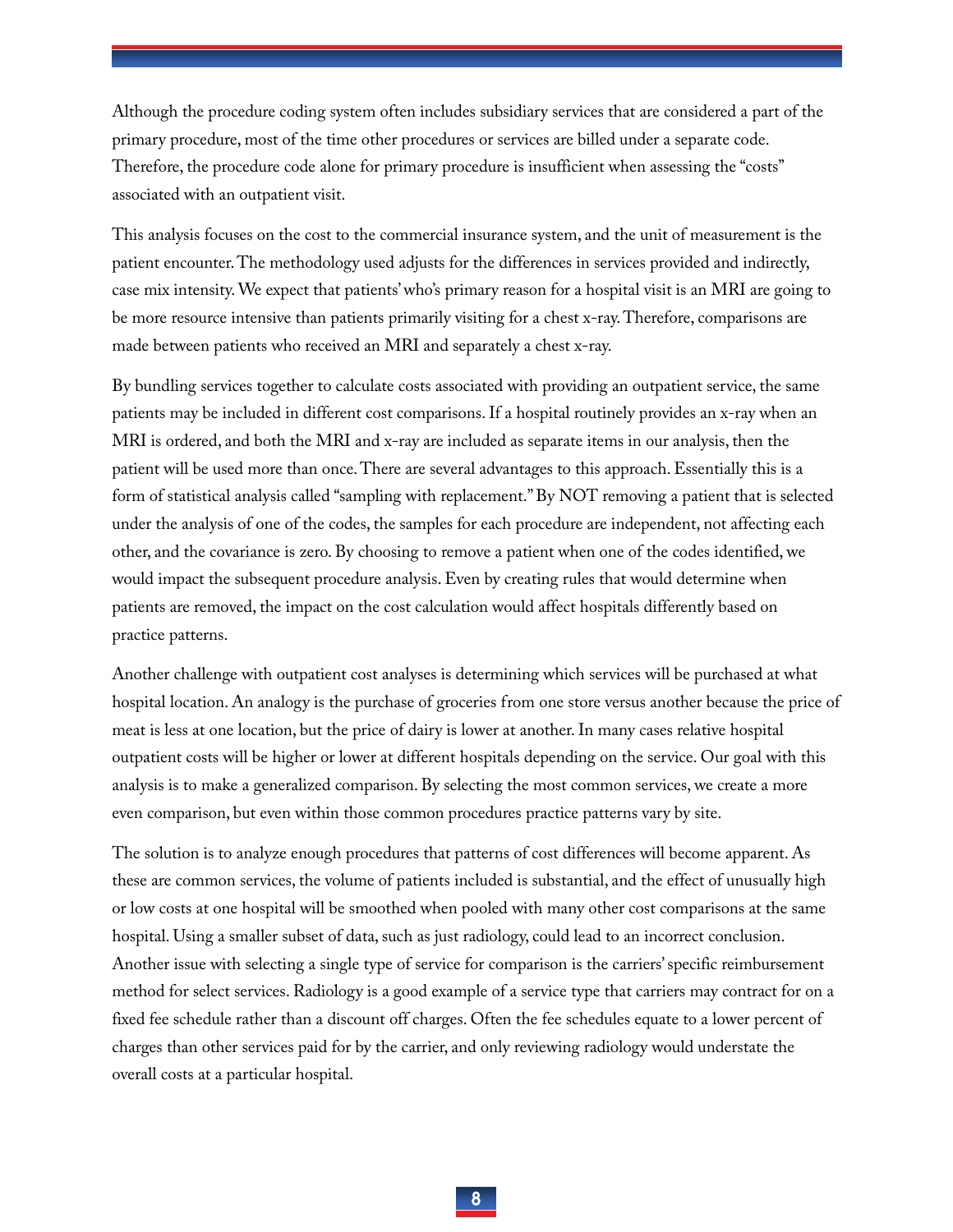Although the procedure coding system often includes subsidiary services that are considered a part of the primary procedure, most of the time other procedures or services are billed under a separate code. Therefore, the procedure code alone for primary procedure is insufficient when assessing the "costs" associated with an outpatient visit.

This analysis focuses on the cost to the commercial insurance system, and the unit of measurement is the patient encounter. The methodology used adjusts for the differences in services provided and indirectly, case mix intensity. We expect that patients' who's primary reason for a hospital visit is an MRI are going to be more resource intensive than patients primarily visiting for a chest x-ray. Therefore, comparisons are made between patients who received an MRI and separately a chest x-ray.

By bundling services together to calculate costs associated with providing an outpatient service, the same patients may be included in different cost comparisons. If a hospital routinely provides an x-ray when an MRI is ordered, and both the MRI and x-ray are included as separate items in our analysis, then the patient will be used more than once. There are several advantages to this approach. Essentially this is a form of statistical analysis called "sampling with replacement." By NOT removing a patient that is selected under the analysis of one of the codes, the samples for each procedure are independent, not affecting each other, and the covariance is zero. By choosing to remove a patient when one of the codes identified, we would impact the subsequent procedure analysis. Even by creating rules that would determine when patients are removed, the impact on the cost calculation would affect hospitals differently based on practice patterns.

Another challenge with outpatient cost analyses is determining which services will be purchased at what hospital location. An analogy is the purchase of groceries from one store versus another because the price of meat is less at one location, but the price of dairy is lower at another. In many cases relative hospital outpatient costs will be higher or lower at different hospitals depending on the service. Our goal with this analysis is to make a generalized comparison. By selecting the most common services, we create a more even comparison, but even within those common procedures practice patterns vary by site.

The solution is to analyze enough procedures that patterns of cost differences will become apparent. As these are common services, the volume of patients included is substantial, and the effect of unusually high or low costs at one hospital will be smoothed when pooled with many other cost comparisons at the same hospital. Using a smaller subset of data, such as just radiology, could lead to an incorrect conclusion. Another issue with selecting a single type of service for comparison is the carriers' specific reimbursement method for select services. Radiology is a good example of a service type that carriers may contract for on a fixed fee schedule rather than a discount off charges. Often the fee schedules equate to a lower percent of charges than other services paid for by the carrier, and only reviewing radiology would understate the overall costs at a particular hospital.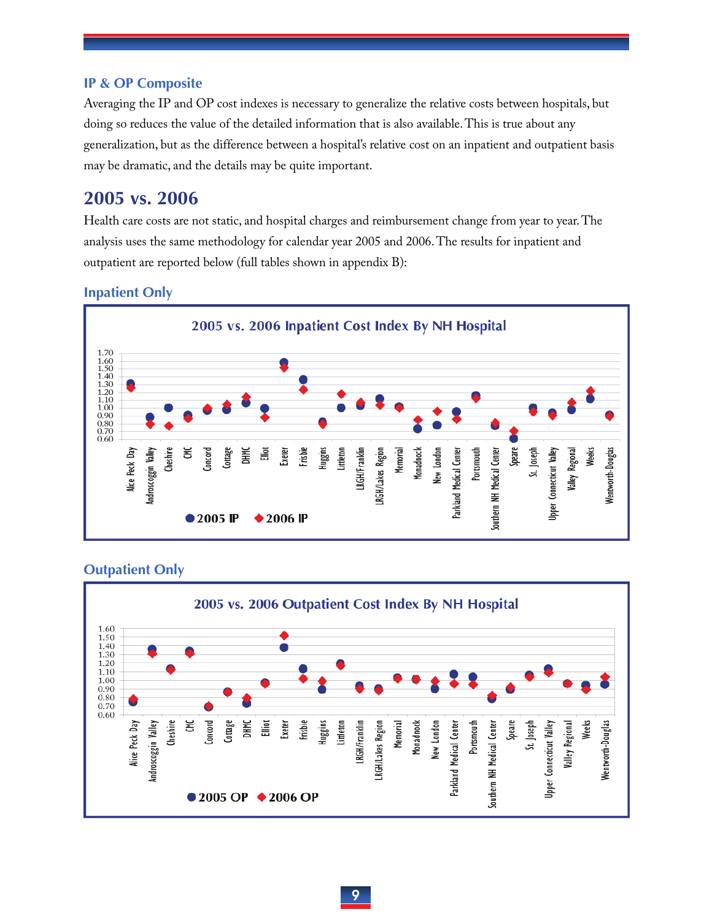### IP & OP Composite

Averaging the IP and OP cost indexes is necessary to generalize the relative costs between hospitals, but doing so reduces the value of the detailed information that is also available. This is true about any generalization, but as the difference between a hospital's relative cost on an inpatient and outpatient basis may be dramatic, and the details may be quite important.

## 2005 vs. 2006

Health care costs are not static, and hospital charges and reimbursement change from year to year. The analysis uses the same methodology for calendar year 2005 and 2006. The results for inpatient and outpatient are reported below (full tables shown in appendix B):

### Inpatient Only

2005 vs. 2006 Inpatient Cost Index By NH Hospital

### Outpatient Only

2005 vs. 2006 Outpatient Cost Index By NH Hospital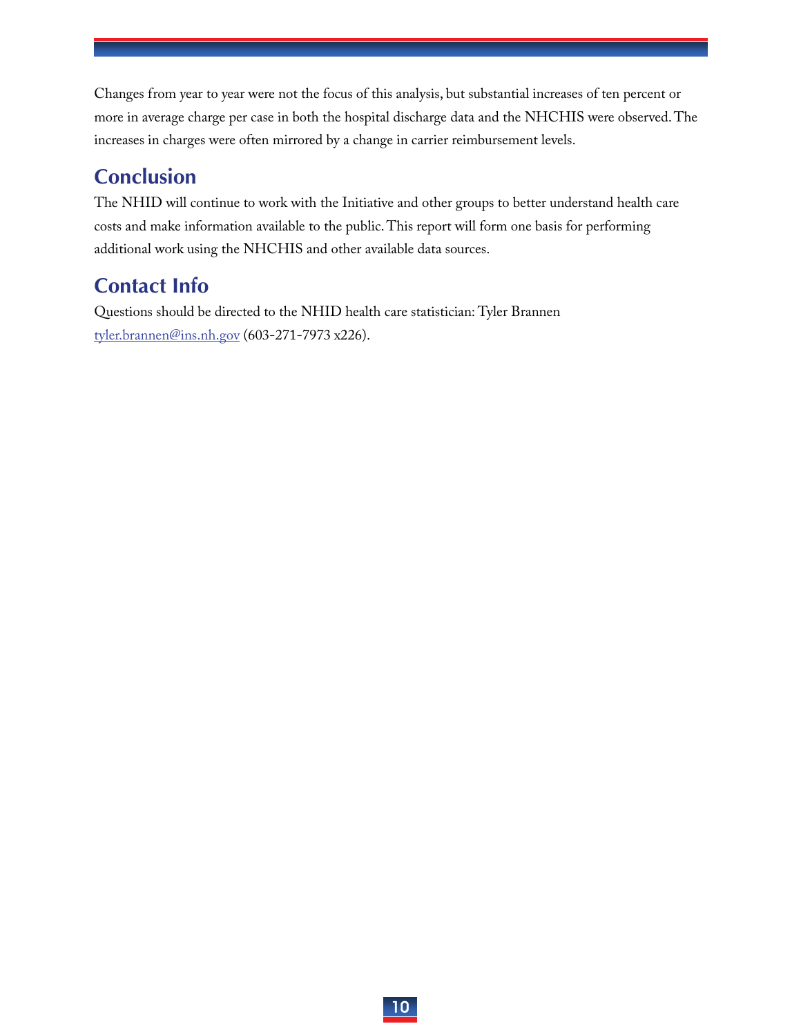Changes from year to year were not the focus of this analysis, but substantial increases of ten percent or more in average charge per case in both the hospital discharge data and the NHCHIS were observed. The increases in charges were often mirrored by a change in carrier reimbursement levels.

## Conclusion

The NHID will continue to work with the Initiative and other groups to better understand health care costs and make information available to the public. This report will form one basis for performing additional work using the NHCHIS and other available data sources.

## Contact Info

Questions should be directed to the NHID health care statistician: Tyler Brannen
tyler.brannen@ins.nh.gov (603-271-7973 x226).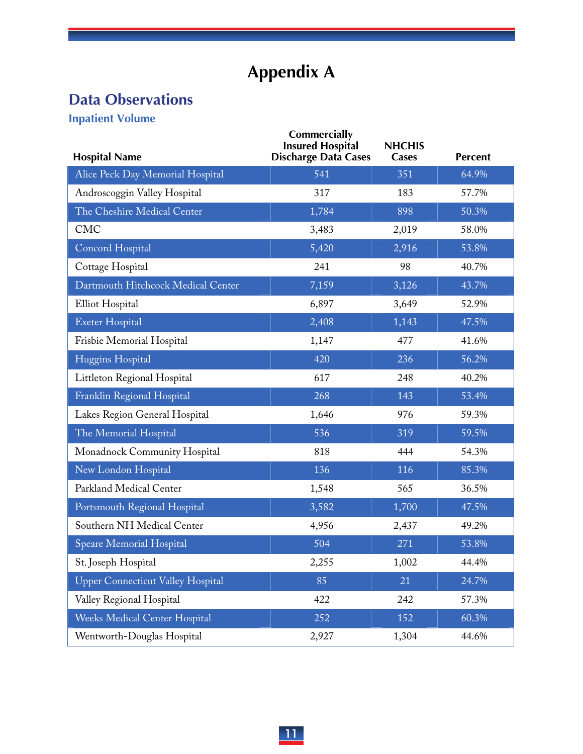# Appendix A

## Data Observations

### Inpatient Volume

| Hospital Name | Commercially Insured Hospital Discharge Data Cases | NHCHIS Cases | Percent |
|---|---|---|---|
| Alice Peck Day Memorial Hospital | 541 | 351 | 64.9% |
| Androscoggin Valley Hospital | 317 | 183 | 57.7% |
| The Cheshire Medical Center | 1,784 | 898 | 50.3% |
| CMC | 3,483 | 2,019 | 58.0% |
| Concord Hospital | 5,420 | 2,916 | 53.8% |
| Cottage Hospital | 241 | 98 | 40.7% |
| Dartmouth Hitchcock Medical Center | 7,159 | 3,126 | 43.7% |
| Elliot Hospital | 6,897 | 3,649 | 52.9% |
| Exeter Hospital | 2,408 | 1,143 | 47.5% |
| Frisbie Memorial Hospital | 1,147 | 477 | 41.6% |
| Huggins Hospital | 420 | 236 | 56.2% |
| Littleton Regional Hospital | 617 | 248 | 40.2% |
| Franklin Regional Hospital | 268 | 143 | 53.4% |
| Lakes Region General Hospital | 1,646 | 976 | 59.3% |
| The Memorial Hospital | 536 | 319 | 59.5% |
| Monadnock Community Hospital | 818 | 444 | 54.3% |
| New London Hospital | 136 | 116 | 85.3% |
| Parkland Medical Center | 1,548 | 565 | 36.5% |
| Portsmouth Regional Hospital | 3,582 | 1,700 | 47.5% |
| Southern NH Medical Center | 4,956 | 2,437 | 49.2% |
| Speare Memorial Hospital | 504 | 271 | 53.8% |
| St. Joseph Hospital | 2,255 | 1,002 | 44.4% |
| Upper Connecticut Valley Hospital | 85 | 21 | 24.7% |
| Valley Regional Hospital | 422 | 242 | 57.3% |
| Weeks Medical Center Hospital | 252 | 152 | 60.3% |
| Wentworth-Douglas Hospital | 2,927 | 1,304 | 44.6% |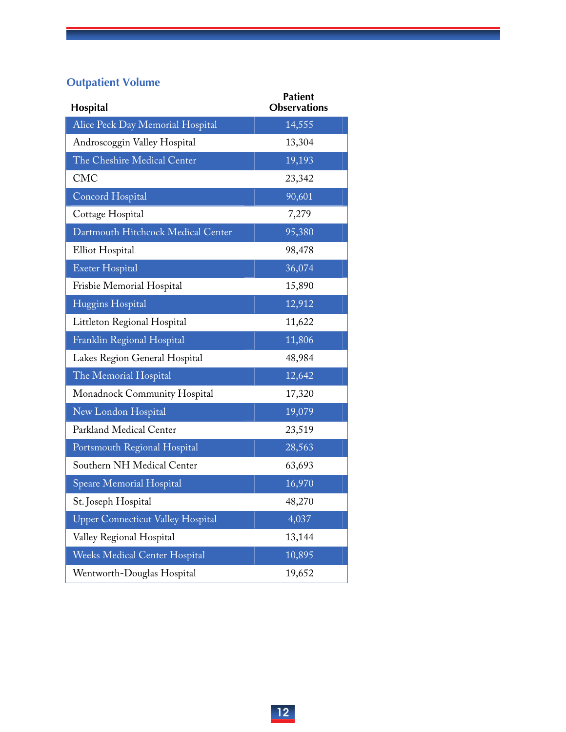## Outpatient Volume

| Hospital | Patient Observations |
|---|---|
| Alice Peck Day Memorial Hospital | 14,555 |
| Androscoggin Valley Hospital | 13,304 |
| The Cheshire Medical Center | 19,193 |
| CMC | 23,342 |
| Concord Hospital | 90,601 |
| Cottage Hospital | 7,279 |
| Dartmouth Hitchcock Medical Center | 95,380 |
| Elliot Hospital | 98,478 |
| Exeter Hospital | 36,074 |
| Frisbie Memorial Hospital | 15,890 |
| Huggins Hospital | 12,912 |
| Littleton Regional Hospital | 11,622 |
| Franklin Regional Hospital | 11,806 |
| Lakes Region General Hospital | 48,984 |
| The Memorial Hospital | 12,642 |
| Monadnock Community Hospital | 17,320 |
| New London Hospital | 19,079 |
| Parkland Medical Center | 23,519 |
| Portsmouth Regional Hospital | 28,563 |
| Southern NH Medical Center | 63,693 |
| Speare Memorial Hospital | 16,970 |
| St. Joseph Hospital | 48,270 |
| Upper Connecticut Valley Hospital | 4,037 |
| Valley Regional Hospital | 13,144 |
| Weeks Medical Center Hospital | 10,895 |
| Wentworth-Douglas Hospital | 19,652 |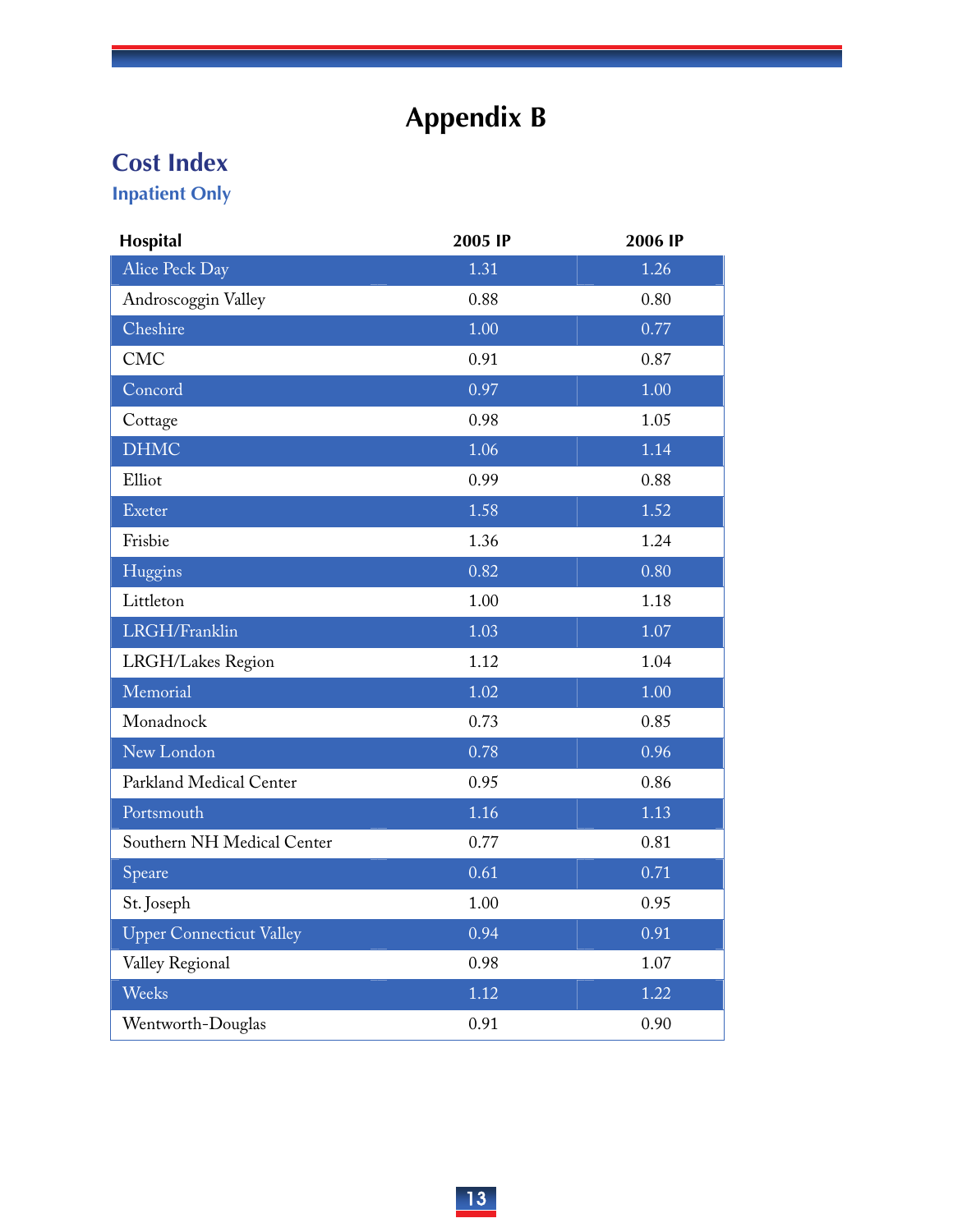# Appendix B

## Cost Index

### Inpatient Only

| Hospital | 2005 IP | 2006 IP |
| --- | --- | --- |
| Alice Peck Day | 1.31 | 1.26 |
| Androscoggin Valley | 0.88 | 0.80 |
| Cheshire | 1.00 | 0.77 |
| CMC | 0.91 | 0.87 |
| Concord | 0.97 | 1.00 |
| Cottage | 0.98 | 1.05 |
| DHMC | 1.06 | 1.14 |
| Elliot | 0.99 | 0.88 |
| Exeter | 1.58 | 1.52 |
| Frisbie | 1.36 | 1.24 |
| Huggins | 0.82 | 0.80 |
| Littleton | 1.00 | 1.18 |
| LRGH/Franklin | 1.03 | 1.07 |
| LRGH/Lakes Region | 1.12 | 1.04 |
| Memorial | 1.02 | 1.00 |
| Monadnock | 0.73 | 0.85 |
| New London | 0.78 | 0.96 |
| Parkland Medical Center | 0.95 | 0.86 |
| Portsmouth | 1.16 | 1.13 |
| Southern NH Medical Center | 0.77 | 0.81 |
| Speare | 0.61 | 0.71 |
| St. Joseph | 1.00 | 0.95 |
| Upper Connecticut Valley | 0.94 | 0.91 |
| Valley Regional | 0.98 | 1.07 |
| Weeks | 1.12 | 1.22 |
| Wentworth-Douglas | 0.91 | 0.90 |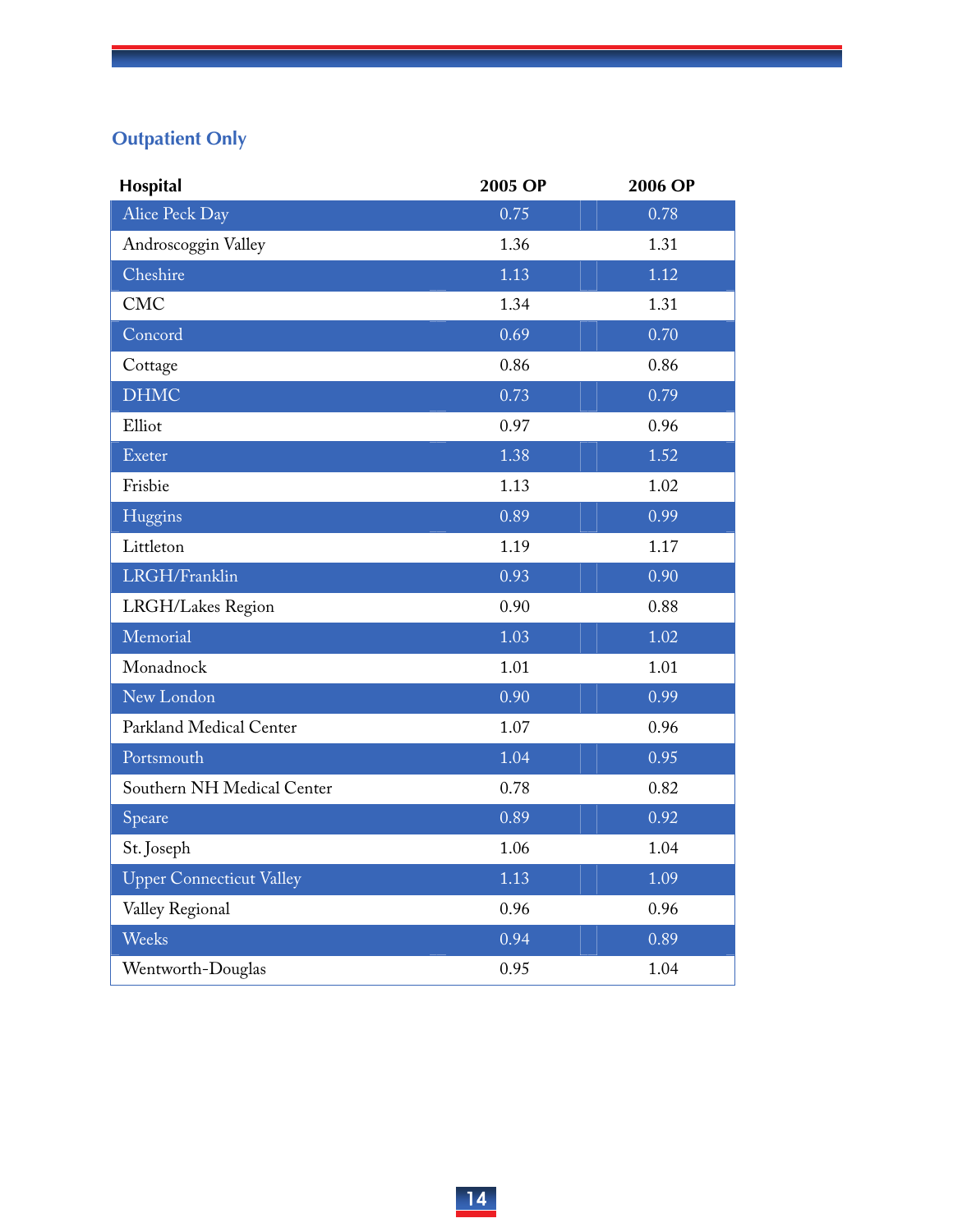## Outpatient Only

| Hospital | 2005 OP | 2006 OP |
|---|---|---|
| Alice Peck Day | 0.75 | 0.78 |
| Androscoggin Valley | 1.36 | 1.31 |
| Cheshire | 1.13 | 1.12 |
| CMC | 1.34 | 1.31 |
| Concord | 0.69 | 0.70 |
| Cottage | 0.86 | 0.86 |
| DHMC | 0.73 | 0.79 |
| Elliot | 0.97 | 0.96 |
| Exeter | 1.38 | 1.52 |
| Frisbie | 1.13 | 1.02 |
| Huggins | 0.89 | 0.99 |
| Littleton | 1.19 | 1.17 |
| LRGH/Franklin | 0.93 | 0.90 |
| LRGH/Lakes Region | 0.90 | 0.88 |
| Memorial | 1.03 | 1.02 |
| Monadnock | 1.01 | 1.01 |
| New London | 0.90 | 0.99 |
| Parkland Medical Center | 1.07 | 0.96 |
| Portsmouth | 1.04 | 0.95 |
| Southern NH Medical Center | 0.78 | 0.82 |
| Speare | 0.89 | 0.92 |
| St. Joseph | 1.06 | 1.04 |
| Upper Connecticut Valley | 1.13 | 1.09 |
| Valley Regional | 0.96 | 0.96 |
| Weeks | 0.94 | 0.89 |
| Wentworth-Douglas | 0.95 | 1.04 |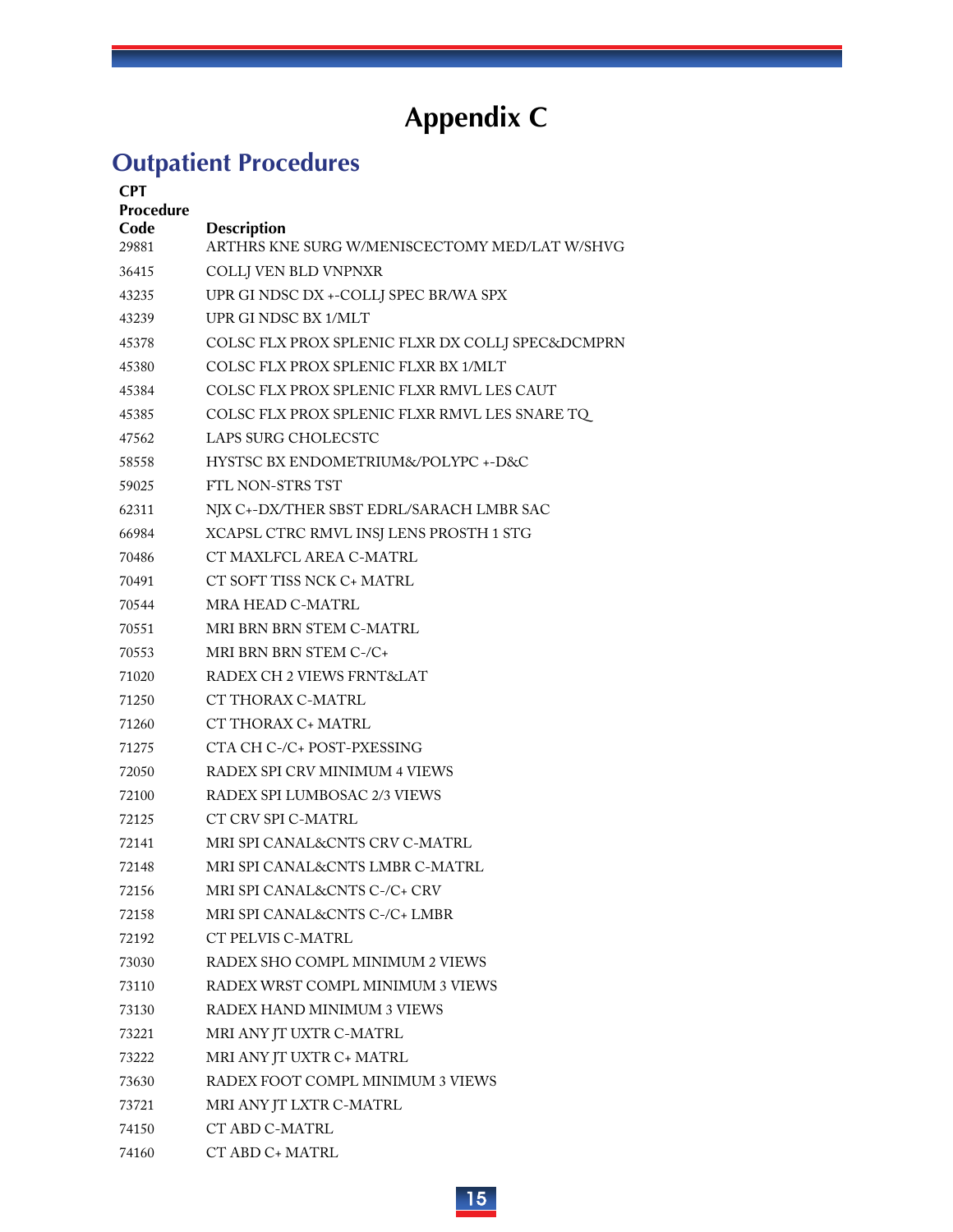# Appendix C

## Outpatient Procedures

| CPT Procedure Code | Description |
|---|---|
| 29881 | ARTHRS KNE SURG W/MENISCECTOMY MED/LAT W/SHVG |
| 36415 | COLLJ VEN BLD VNPNXR |
| 43235 | UPR GI NDSC DX +-COLLJ SPEC BR/WA SPX |
| 43239 | UPR GI NDSC BX 1/MLT |
| 45378 | COLSC FLX PROX SPLENIC FLXR DX COLLJ SPEC&DCMPRN |
| 45380 | COLSC FLX PROX SPLENIC FLXR BX 1/MLT |
| 45384 | COLSC FLX PROX SPLENIC FLXR RMVL LES CAUT |
| 45385 | COLSC FLX PROX SPLENIC FLXR RMVL LES SNARE TQ |
| 47562 | LAPS SURG CHOLECSTC |
| 58558 | HYSTSC BX ENDOMETRIUM&/POLYPC +-D&C |
| 59025 | FTL NON-STRS TST |
| 62311 | NJX C+-DX/THER SBST EDRL/SARACH LMBR SAC |
| 66984 | XCAPSL CTRC RMVL INSJ LENS PROSTH 1 STG |
| 70486 | CT MAXLFCL AREA C-MATRL |
| 70491 | CT SOFT TISS NCK C+ MATRL |
| 70544 | MRA HEAD C-MATRL |
| 70551 | MRI BRN BRN STEM C-MATRL |
| 70553 | MRI BRN BRN STEM C-/C+ |
| 71020 | RADEX CH 2 VIEWS FRNT&LAT |
| 71250 | CT THORAX C-MATRL |
| 71260 | CT THORAX C+ MATRL |
| 71275 | CTA CH C-/C+ POST-PXESSING |
| 72050 | RADEX SPI CRV MINIMUM 4 VIEWS |
| 72100 | RADEX SPI LUMBOSAC 2/3 VIEWS |
| 72125 | CT CRV SPI C-MATRL |
| 72141 | MRI SPI CANAL&CNTS CRV C-MATRL |
| 72148 | MRI SPI CANAL&CNTS LMBR C-MATRL |
| 72156 | MRI SPI CANAL&CNTS C-/C+ CRV |
| 72158 | MRI SPI CANAL&CNTS C-/C+ LMBR |
| 72192 | CT PELVIS C-MATRL |
| 73030 | RADEX SHO COMPL MINIMUM 2 VIEWS |
| 73110 | RADEX WRST COMPL MINIMUM 3 VIEWS |
| 73130 | RADEX HAND MINIMUM 3 VIEWS |
| 73221 | MRI ANY JT UXTR C-MATRL |
| 73222 | MRI ANY JT UXTR C+ MATRL |
| 73630 | RADEX FOOT COMPL MINIMUM 3 VIEWS |
| 73721 | MRI ANY JT LXTR C-MATRL |
| 74150 | CT ABD C-MATRL |
| 74160 | CT ABD C+ MATRL |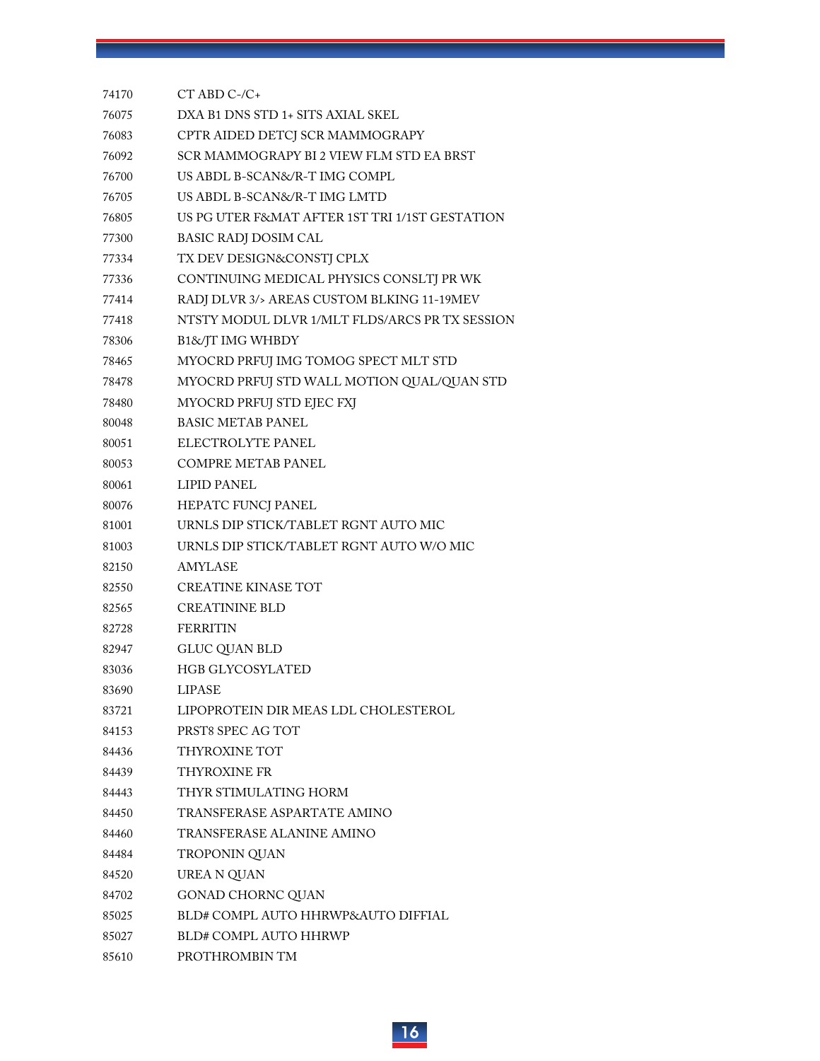| | |
|---|---|
| 74170 | CT ABD C-/C+ |
| 76075 | DXA B1 DNS STD 1+ SITS AXIAL SKEL |
| 76083 | CPTR AIDED DETCJ SCR MAMMOGRAPY |
| 76092 | SCR MAMMOGRAPY BI 2 VIEW FLM STD EA BRST |
| 76700 | US ABDL B-SCAN&/R-T IMG COMPL |
| 76705 | US ABDL B-SCAN&/R-T IMG LMTD |
| 76805 | US PG UTER F&MAT AFTER 1ST TRI 1/1ST GESTATION |
| 77300 | BASIC RADJ DOSIM CAL |
| 77334 | TX DEV DESIGN&CONSTJ CPLX |
| 77336 | CONTINUING MEDICAL PHYSICS CONSLTJ PR WK |
| 77414 | RADJ DLVR 3/> AREAS CUSTOM BLKING 11-19MEV |
| 77418 | NTSTY MODUL DLVR 1/MLT FLDS/ARCS PR TX SESSION |
| 78306 | B1&/JT IMG WHBDY |
| 78465 | MYOCRD PRFUJ IMG TOMOG SPECT MLT STD |
| 78478 | MYOCRD PRFUJ STD WALL MOTION QUAL/QUAN STD |
| 78480 | MYOCRD PRFUJ STD EJEC FXJ |
| 80048 | BASIC METAB PANEL |
| 80051 | ELECTROLYTE PANEL |
| 80053 | COMPRE METAB PANEL |
| 80061 | LIPID PANEL |
| 80076 | HEPATC FUNCJ PANEL |
| 81001 | URNLS DIP STICK/TABLET RGNT AUTO MIC |
| 81003 | URNLS DIP STICK/TABLET RGNT AUTO W/O MIC |
| 82150 | AMYLASE |
| 82550 | CREATINE KINASE TOT |
| 82565 | CREATININE BLD |
| 82728 | FERRITIN |
| 82947 | GLUC QUAN BLD |
| 83036 | HGB GLYCOSYLATED |
| 83690 | LIPASE |
| 83721 | LIPOPROTEIN DIR MEAS LDL CHOLESTEROL |
| 84153 | PRST8 SPEC AG TOT |
| 84436 | THYROXINE TOT |
| 84439 | THYROXINE FR |
| 84443 | THYR STIMULATING HORM |
| 84450 | TRANSFERASE ASPARTATE AMINO |
| 84460 | TRANSFERASE ALANINE AMINO |
| 84484 | TROPONIN QUAN |
| 84520 | UREA N QUAN |
| 84702 | GONAD CHORNC QUAN |
| 85025 | BLD# COMPL AUTO HHRWP&AUTO DIFFIAL |
| 85027 | BLD# COMPL AUTO HHRWP |
| 85610 | PROTHROMBIN TM |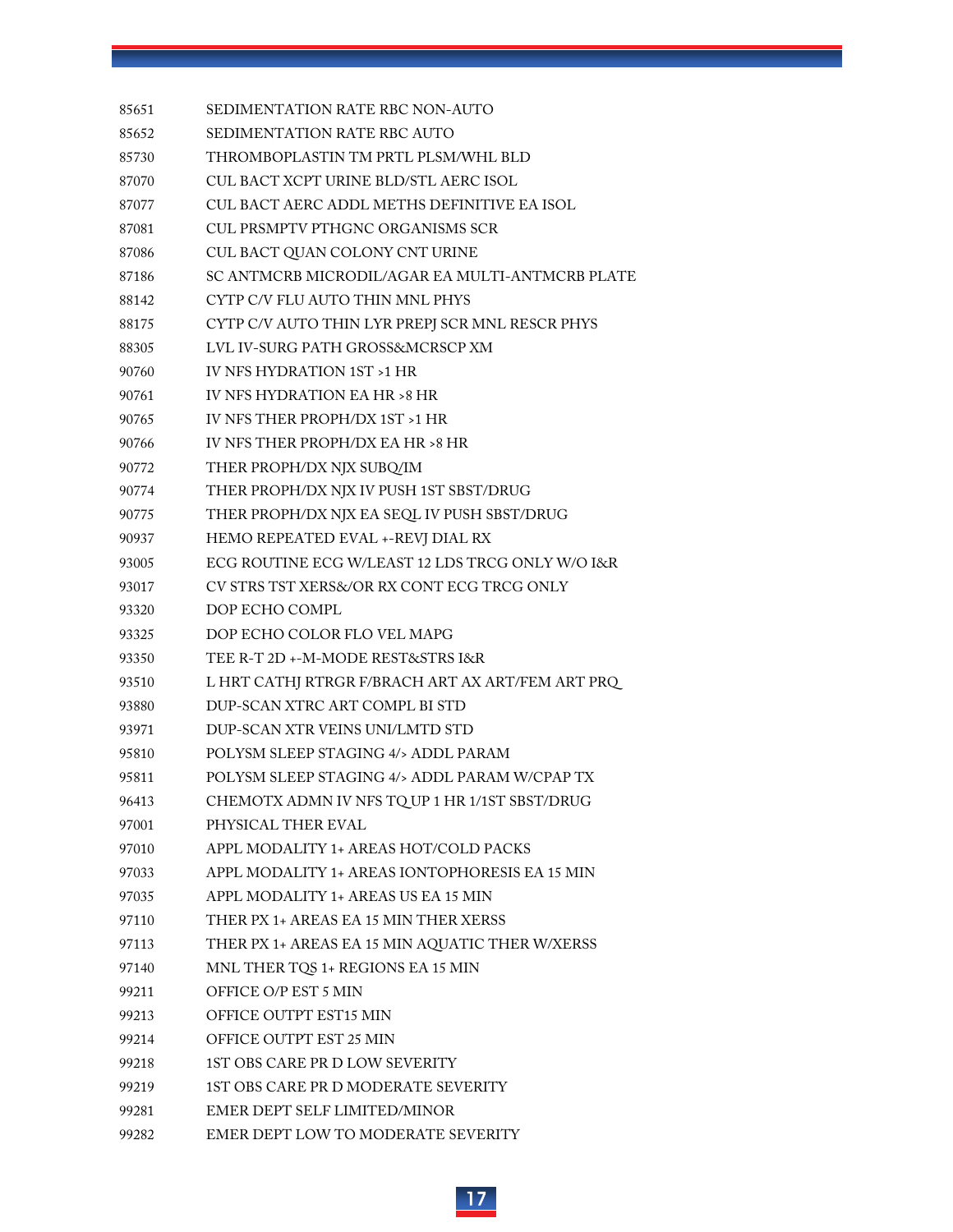| | |
|---|---|
| 85651 | SEDIMENTATION RATE RBC NON-AUTO |
| 85652 | SEDIMENTATION RATE RBC AUTO |
| 85730 | THROMBOPLASTIN TM PRTL PLSM/WHL BLD |
| 87070 | CUL BACT XCPT URINE BLD/STL AERC ISOL |
| 87077 | CUL BACT AERC ADDL METHS DEFINITIVE EA ISOL |
| 87081 | CUL PRSMPTV PTHGNC ORGANISMS SCR |
| 87086 | CUL BACT QUAN COLONY CNT URINE |
| 87186 | SC ANTMCRB MICRODIL/AGAR EA MULTI-ANTMCRB PLATE |
| 88142 | CYTP C/V FLU AUTO THIN MNL PHYS |
| 88175 | CYTP C/V AUTO THIN LYR PREPJ SCR MNL RESCR PHYS |
| 88305 | LVL IV-SURG PATH GROSS&MCRSCP XM |
| 90760 | IV NFS HYDRATION 1ST >1 HR |
| 90761 | IV NFS HYDRATION EA HR >8 HR |
| 90765 | IV NFS THER PROPH/DX 1ST >1 HR |
| 90766 | IV NFS THER PROPH/DX EA HR >8 HR |
| 90772 | THER PROPH/DX NJX SUBQ/IM |
| 90774 | THER PROPH/DX NJX IV PUSH 1ST SBST/DRUG |
| 90775 | THER PROPH/DX NJX EA SEQL IV PUSH SBST/DRUG |
| 90937 | HEMO REPEATED EVAL +-REVJ DIAL RX |
| 93005 | ECG ROUTINE ECG W/LEAST 12 LDS TRCG ONLY W/O I&R |
| 93017 | CV STRS TST XERS&/OR RX CONT ECG TRCG ONLY |
| 93320 | DOP ECHO COMPL |
| 93325 | DOP ECHO COLOR FLO VEL MAPG |
| 93350 | TEE R-T 2D +-M-MODE REST&STRS I&R |
| 93510 | L HRT CATHJ RTRGR F/BRACH ART AX ART/FEM ART PRQ |
| 93880 | DUP-SCAN XTRC ART COMPL BI STD |
| 93971 | DUP-SCAN XTR VEINS UNI/LMTD STD |
| 95810 | POLYSM SLEEP STAGING 4/> ADDL PARAM |
| 95811 | POLYSM SLEEP STAGING 4/> ADDL PARAM W/CPAP TX |
| 96413 | CHEMOTX ADMN IV NFS TQ UP 1 HR 1/1ST SBST/DRUG |
| 97001 | PHYSICAL THER EVAL |
| 97010 | APPL MODALITY 1+ AREAS HOT/COLD PACKS |
| 97033 | APPL MODALITY 1+ AREAS IONTOPHORESIS EA 15 MIN |
| 97035 | APPL MODALITY 1+ AREAS US EA 15 MIN |
| 97110 | THER PX 1+ AREAS EA 15 MIN THER XERSS |
| 97113 | THER PX 1+ AREAS EA 15 MIN AQUATIC THER W/XERSS |
| 97140 | MNL THER TQS 1+ REGIONS EA 15 MIN |
| 99211 | OFFICE O/P EST 5 MIN |
| 99213 | OFFICE OUTPT EST15 MIN |
| 99214 | OFFICE OUTPT EST 25 MIN |
| 99218 | 1ST OBS CARE PR D LOW SEVERITY |
| 99219 | 1ST OBS CARE PR D MODERATE SEVERITY |
| 99281 | EMER DEPT SELF LIMITED/MINOR |
| 99282 | EMER DEPT LOW TO MODERATE SEVERITY |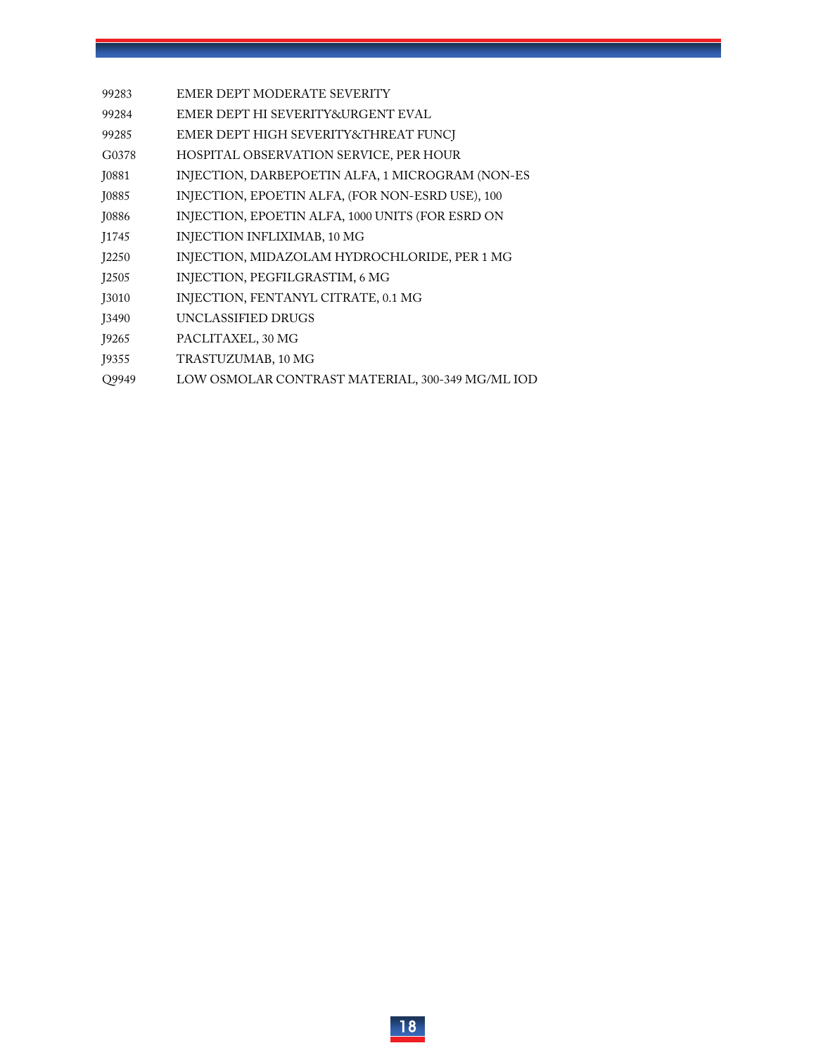| | |
|---|---|
| 99283 | EMER DEPT MODERATE SEVERITY |
| 99284 | EMER DEPT HI SEVERITY&URGENT EVAL |
| 99285 | EMER DEPT HIGH SEVERITY&THREAT FUNCJ |
| G0378 | HOSPITAL OBSERVATION SERVICE, PER HOUR |
| J0881 | INJECTION, DARBEPOETIN ALFA, 1 MICROGRAM (NON-ES |
| J0885 | INJECTION, EPOETIN ALFA, (FOR NON-ESRD USE), 100 |
| J0886 | INJECTION, EPOETIN ALFA, 1000 UNITS (FOR ESRD ON |
| J1745 | INJECTION INFLIXIMAB, 10 MG |
| J2250 | INJECTION, MIDAZOLAM HYDROCHLORIDE, PER 1 MG |
| J2505 | INJECTION, PEGFILGRASTIM, 6 MG |
| J3010 | INJECTION, FENTANYL CITRATE, 0.1 MG |
| J3490 | UNCLASSIFIED DRUGS |
| J9265 | PACLITAXEL, 30 MG |
| J9355 | TRASTUZUMAB, 10 MG |
| Q9949 | LOW OSMOLAR CONTRAST MATERIAL, 300-349 MG/ML IOD |